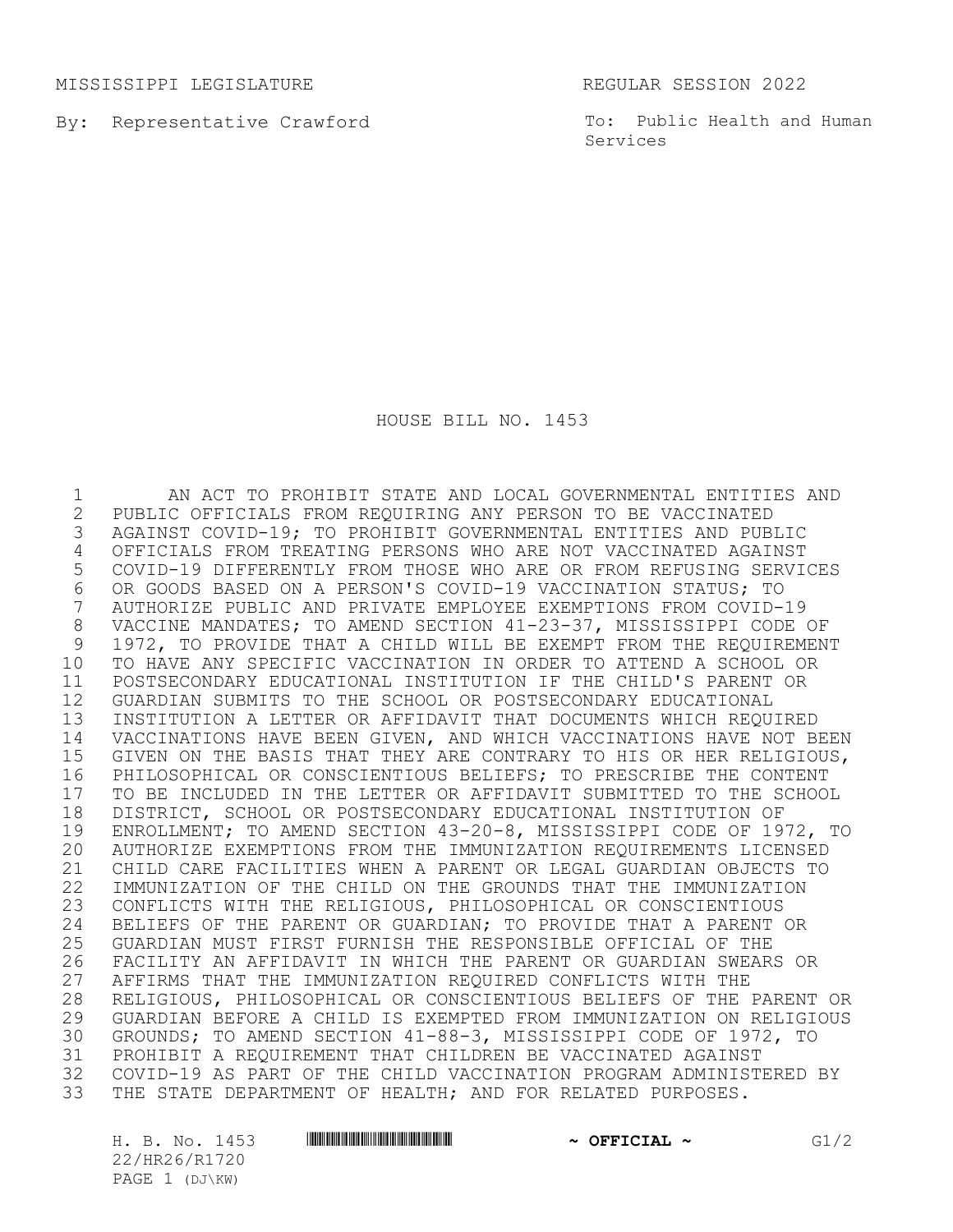MISSISSIPPI LEGISLATURE REGULAR SESSION 2022

By: Representative Crawford

To: Public Health and Human Services

# HOUSE BILL NO. 1453

AN ACT TO PROHIBIT STATE AND LOCAL GOVERNMENTAL ENTITIES AND PUBLIC OFFICIALS FROM REQUIRING ANY PERSON TO BE VACCINATED AGAINST COVID-19; TO PROHIBIT GOVERNMENTAL ENTITIES AND PUBLIC OFFICIALS FROM TREATING PERSONS WHO ARE NOT VACCINATED AGAINST COVID-19 DIFFERENTLY FROM THOSE WHO ARE OR FROM REFUSING SERVICES OR GOODS BASED ON A PERSON'S COVID-19 VACCINATION STATUS; TO AUTHORIZE PUBLIC AND PRIVATE EMPLOYEE EXEMPTIONS FROM COVID-19 VACCINE MANDATES; TO AMEND SECTION 41-23-37, MISSISSIPPI CODE OF 1972, TO PROVIDE THAT A CHILD WILL BE EXEMPT FROM THE REQUIREMENT TO HAVE ANY SPECIFIC VACCINATION IN ORDER TO ATTEND A SCHOOL OR POSTSECONDARY EDUCATIONAL INSTITUTION IF THE CHILD'S PARENT OR GUARDIAN SUBMITS TO THE SCHOOL OR POSTSECONDARY EDUCATIONAL INSTITUTION A LETTER OR AFFIDAVIT THAT DOCUMENTS WHICH REQUIRED VACCINATIONS HAVE BEEN GIVEN, AND WHICH VACCINATIONS HAVE NOT BEEN GIVEN ON THE BASIS THAT THEY ARE CONTRARY TO HIS OR HER RELIGIOUS, PHILOSOPHICAL OR CONSCIENTIOUS BELIEFS; TO PRESCRIBE THE CONTENT TO BE INCLUDED IN THE LETTER OR AFFIDAVIT SUBMITTED TO THE SCHOOL DISTRICT, SCHOOL OR POSTSECONDARY EDUCATIONAL INSTITUTION OF ENROLLMENT; TO AMEND SECTION 43-20-8, MISSISSIPPI CODE OF 1972, TO AUTHORIZE EXEMPTIONS FROM THE IMMUNIZATION REQUIREMENTS LICENSED CHILD CARE FACILITIES WHEN A PARENT OR LEGAL GUARDIAN OBJECTS TO IMMUNIZATION OF THE CHILD ON THE GROUNDS THAT THE IMMUNIZATION CONFLICTS WITH THE RELIGIOUS, PHILOSOPHICAL OR CONSCIENTIOUS BELIEFS OF THE PARENT OR GUARDIAN; TO PROVIDE THAT A PARENT OR GUARDIAN MUST FIRST FURNISH THE RESPONSIBLE OFFICIAL OF THE FACILITY AN AFFIDAVIT IN WHICH THE PARENT OR GUARDIAN SWEARS OR AFFIRMS THAT THE IMMUNIZATION REQUIRED CONFLICTS WITH THE RELIGIOUS, PHILOSOPHICAL OR CONSCIENTIOUS BELIEFS OF THE PARENT OR GUARDIAN BEFORE A CHILD IS EXEMPTED FROM IMMUNIZATION ON RELIGIOUS GROUNDS; TO AMEND SECTION 41-88-3, MISSISSIPPI CODE OF 1972, TO PROHIBIT A REQUIREMENT THAT CHILDREN BE VACCINATED AGAINST COVID-19 AS PART OF THE CHILD VACCINATION PROGRAM ADMINISTERED BY THE STATE DEPARTMENT OF HEALTH; AND FOR RELATED PURPOSES.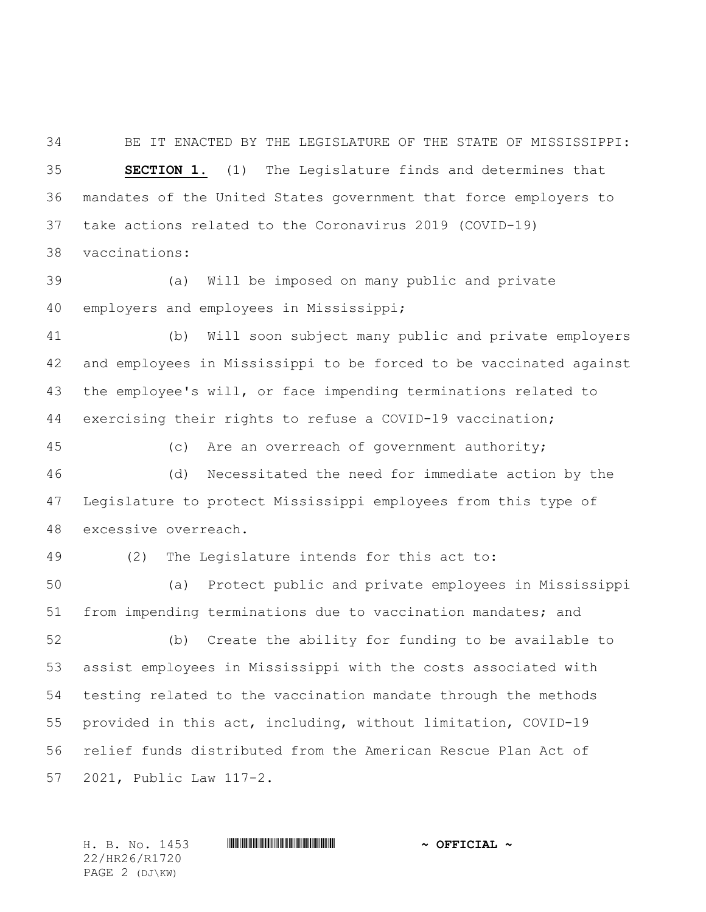BE IT ENACTED BY THE LEGISLATURE OF THE STATE OF MISSISSIPPI:

**SECTION 1.** (1) The Legislature finds and determines that mandates of the United States government that force employers to take actions related to the Coronavirus 2019 (COVID-19) vaccinations:

(a) Will be imposed on many public and private employers and employees in Mississippi;

(b) Will soon subject many public and private employers and employees in Mississippi to be forced to be vaccinated against the employee's will, or face impending terminations related to exercising their rights to refuse a COVID-19 vaccination;

(c) Are an overreach of government authority;

(d) Necessitated the need for immediate action by the Legislature to protect Mississippi employees from this type of excessive overreach.

(2) The Legislature intends for this act to:

(a) Protect public and private employees in Mississippi from impending terminations due to vaccination mandates; and

(b) Create the ability for funding to be available to assist employees in Mississippi with the costs associated with testing related to the vaccination mandate through the methods provided in this act, including, without limitation, COVID-19 relief funds distributed from the American Rescue Plan Act of 2021, Public Law 117-2.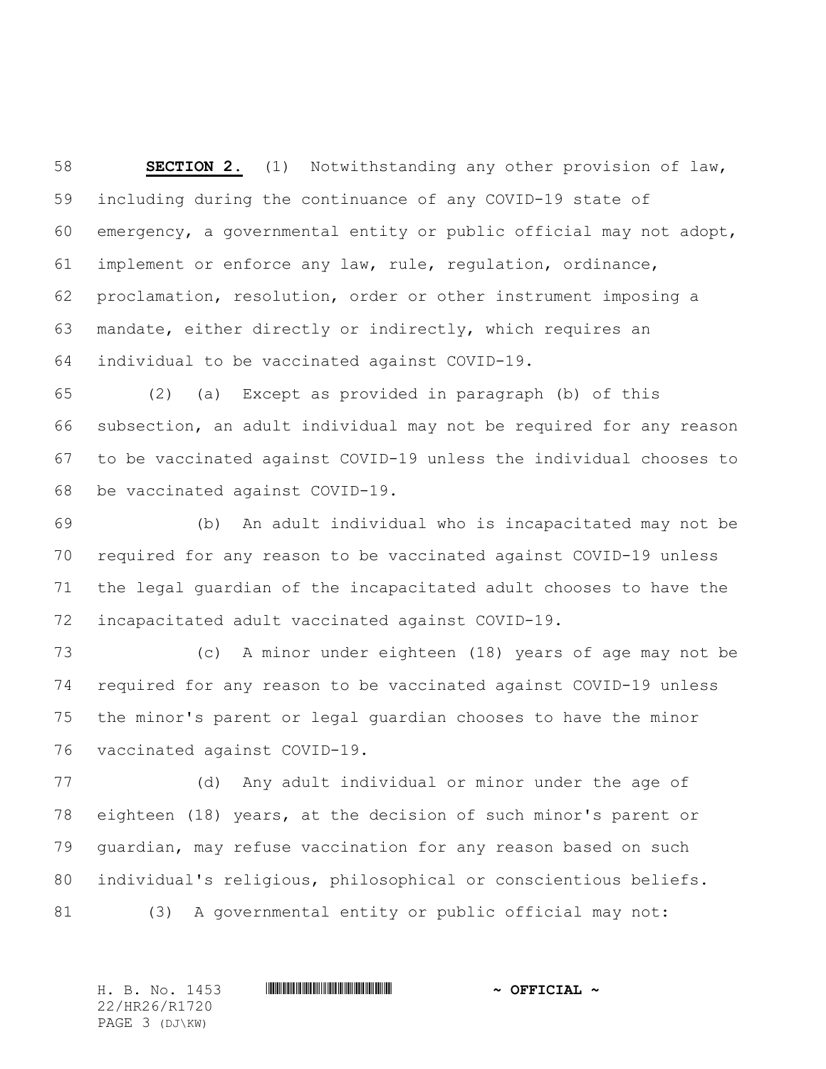**SECTION 2.** (1) Notwithstanding any other provision of law, including during the continuance of any COVID-19 state of emergency, a governmental entity or public official may not adopt, implement or enforce any law, rule, regulation, ordinance, proclamation, resolution, order or other instrument imposing a mandate, either directly or indirectly, which requires an individual to be vaccinated against COVID-19.

(2) (a) Except as provided in paragraph (b) of this subsection, an adult individual may not be required for any reason to be vaccinated against COVID-19 unless the individual chooses to be vaccinated against COVID-19.

(b) An adult individual who is incapacitated may not be required for any reason to be vaccinated against COVID-19 unless the legal guardian of the incapacitated adult chooses to have the incapacitated adult vaccinated against COVID-19.

(c) A minor under eighteen (18) years of age may not be required for any reason to be vaccinated against COVID-19 unless the minor's parent or legal guardian chooses to have the minor vaccinated against COVID-19.

(d) Any adult individual or minor under the age of eighteen (18) years, at the decision of such minor's parent or guardian, may refuse vaccination for any reason based on such individual's religious, philosophical or conscientious beliefs.

(3) A governmental entity or public official may not: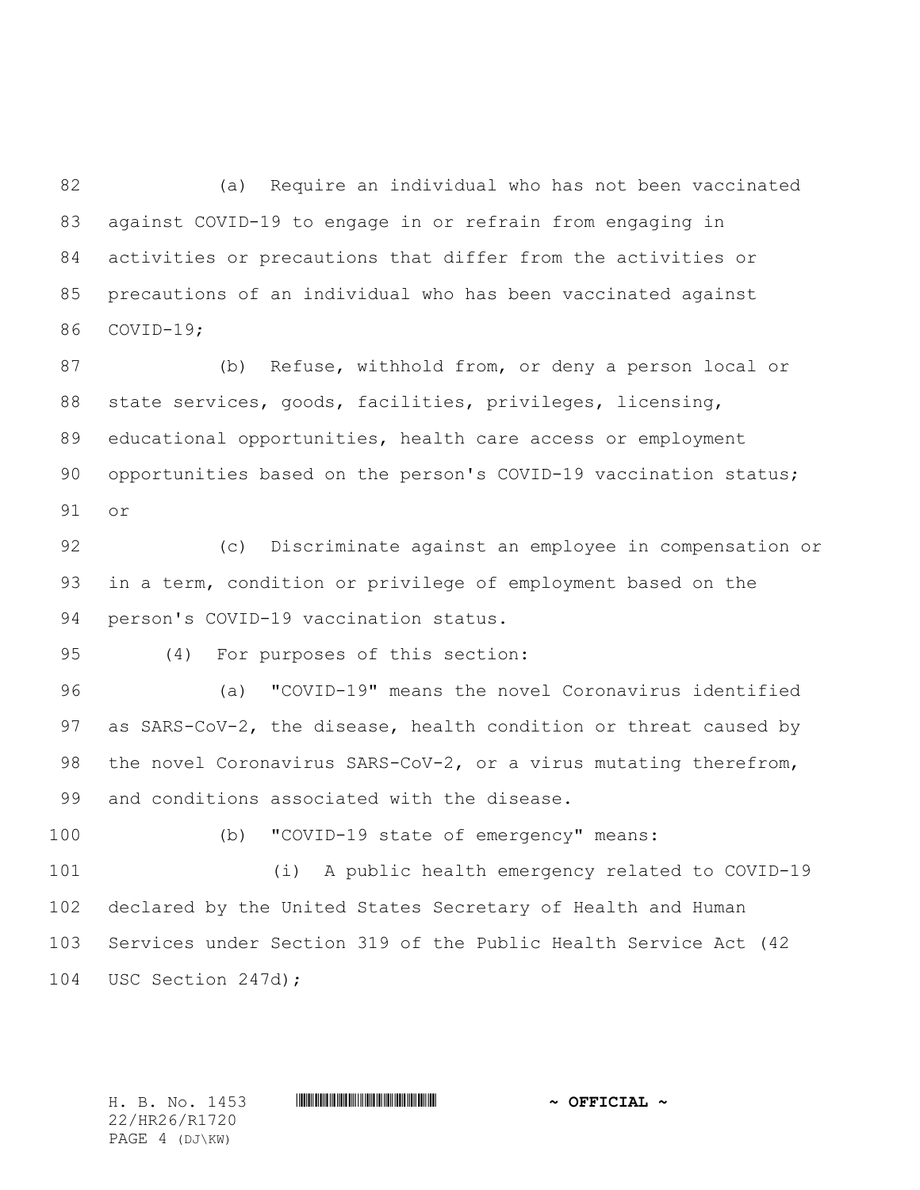(a) Require an individual who has not been vaccinated against COVID-19 to engage in or refrain from engaging in activities or precautions that differ from the activities or precautions of an individual who has been vaccinated against COVID-19;

(b) Refuse, withhold from, or deny a person local or state services, goods, facilities, privileges, licensing, educational opportunities, health care access or employment opportunities based on the person's COVID-19 vaccination status; or

(c) Discriminate against an employee in compensation or in a term, condition or privilege of employment based on the person's COVID-19 vaccination status.

(4) For purposes of this section:

(a) "COVID-19" means the novel Coronavirus identified as SARS-CoV-2, the disease, health condition or threat caused by the novel Coronavirus SARS-CoV-2, or a virus mutating therefrom, and conditions associated with the disease.

(b) "COVID-19 state of emergency" means:

(i) A public health emergency related to COVID-19 declared by the United States Secretary of Health and Human Services under Section 319 of the Public Health Service Act (42 USC Section 247d);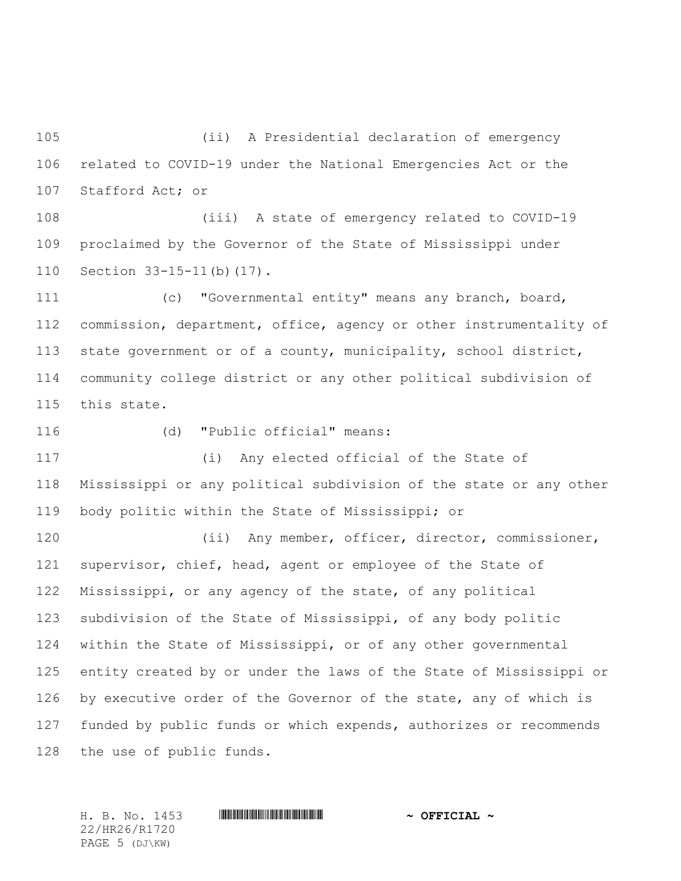(ii) A Presidential declaration of emergency related to COVID-19 under the National Emergencies Act or the Stafford Act; or

(iii) A state of emergency related to COVID-19 proclaimed by the Governor of the State of Mississippi under Section 33-15-11(b)(17).

(c) "Governmental entity" means any branch, board, commission, department, office, agency or other instrumentality of state government or of a county, municipality, school district, community college district or any other political subdivision of this state.

(d) "Public official" means:

(i) Any elected official of the State of Mississippi or any political subdivision of the state or any other body politic within the State of Mississippi; or

(ii) Any member, officer, director, commissioner, supervisor, chief, head, agent or employee of the State of Mississippi, or any agency of the state, of any political subdivision of the State of Mississippi, of any body politic within the State of Mississippi, or of any other governmental entity created by or under the laws of the State of Mississippi or by executive order of the Governor of the state, any of which is funded by public funds or which expends, authorizes or recommends the use of public funds.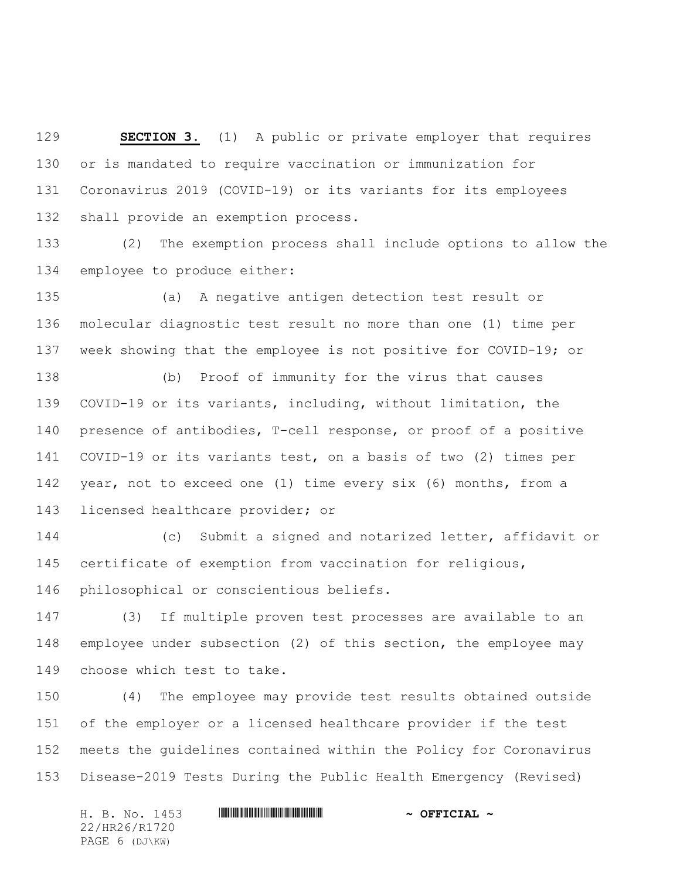**SECTION 3.** (1) A public or private employer that requires or is mandated to require vaccination or immunization for Coronavirus 2019 (COVID-19) or its variants for its employees shall provide an exemption process.

(2) The exemption process shall include options to allow the employee to produce either:

(a) A negative antigen detection test result or molecular diagnostic test result no more than one (1) time per week showing that the employee is not positive for COVID-19; or

(b) Proof of immunity for the virus that causes COVID-19 or its variants, including, without limitation, the presence of antibodies, T-cell response, or proof of a positive COVID-19 or its variants test, on a basis of two (2) times per year, not to exceed one (1) time every six (6) months, from a licensed healthcare provider; or

(c) Submit a signed and notarized letter, affidavit or certificate of exemption from vaccination for religious, philosophical or conscientious beliefs.

(3) If multiple proven test processes are available to an employee under subsection (2) of this section, the employee may choose which test to take.

(4) The employee may provide test results obtained outside of the employer or a licensed healthcare provider if the test meets the guidelines contained within the Policy for Coronavirus Disease-2019 Tests During the Public Health Emergency (Revised)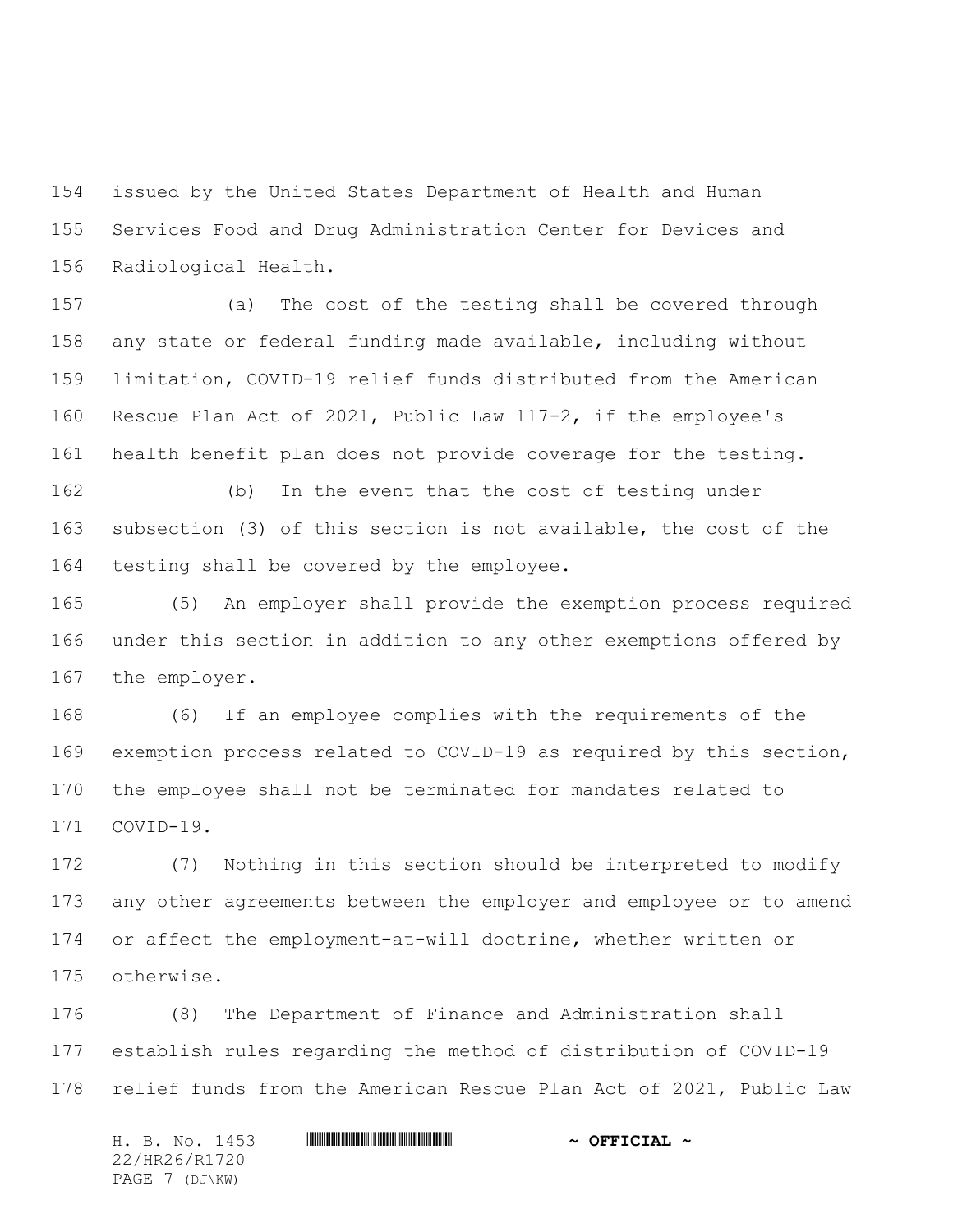issued by the United States Department of Health and Human Services Food and Drug Administration Center for Devices and Radiological Health.

(a) The cost of the testing shall be covered through any state or federal funding made available, including without limitation, COVID-19 relief funds distributed from the American Rescue Plan Act of 2021, Public Law 117-2, if the employee's health benefit plan does not provide coverage for the testing.

(b) In the event that the cost of testing under subsection (3) of this section is not available, the cost of the testing shall be covered by the employee.

(5) An employer shall provide the exemption process required under this section in addition to any other exemptions offered by the employer.

(6) If an employee complies with the requirements of the exemption process related to COVID-19 as required by this section, the employee shall not be terminated for mandates related to COVID-19.

(7) Nothing in this section should be interpreted to modify any other agreements between the employer and employee or to amend or affect the employment-at-will doctrine, whether written or otherwise.

(8) The Department of Finance and Administration shall establish rules regarding the method of distribution of COVID-19 relief funds from the American Rescue Plan Act of 2021, Public Law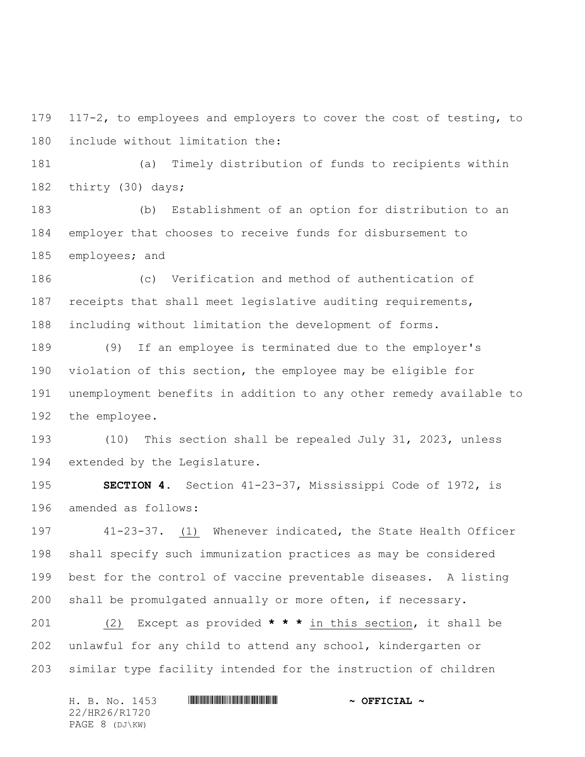117-2, to employees and employers to cover the cost of testing, to include without limitation the:

(a) Timely distribution of funds to recipients within thirty (30) days;

(b) Establishment of an option for distribution to an employer that chooses to receive funds for disbursement to employees; and

(c) Verification and method of authentication of receipts that shall meet legislative auditing requirements, including without limitation the development of forms.

(9) If an employee is terminated due to the employer's violation of this section, the employee may be eligible for unemployment benefits in addition to any other remedy available to the employee.

(10) This section shall be repealed July 31, 2023, unless extended by the Legislature.

**SECTION 4.** Section 41-23-37, Mississippi Code of 1972, is amended as follows:

41-23-37. (1) Whenever indicated, the State Health Officer shall specify such immunization practices as may be considered best for the control of vaccine preventable diseases. A listing shall be promulgated annually or more often, if necessary.

(2) Except as provided **\* \* \*** in this section, it shall be unlawful for any child to attend any school, kindergarten or similar type facility intended for the instruction of children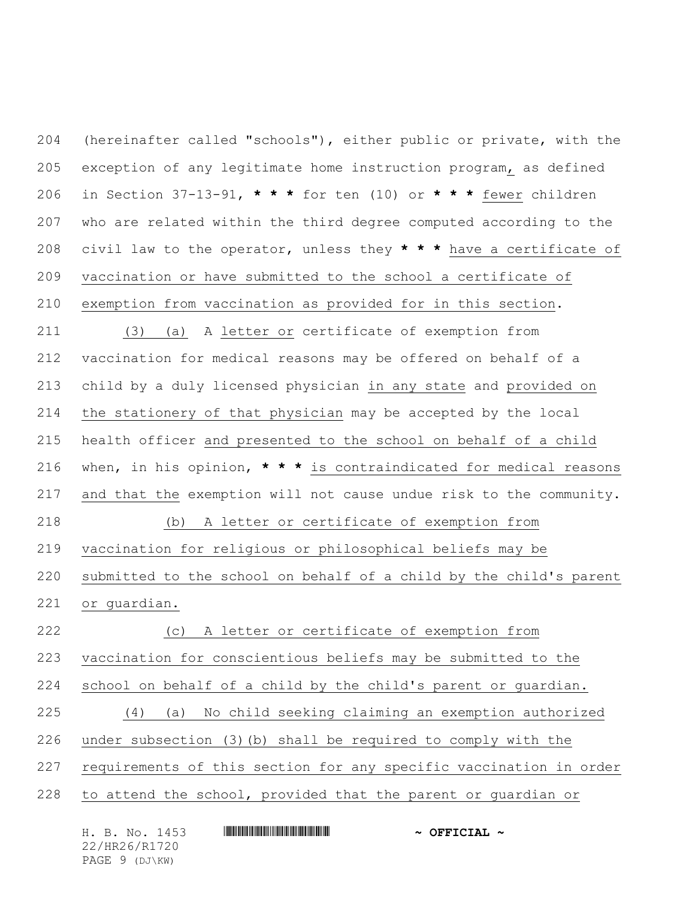(hereinafter called "schools"), either public or private, with the exception of any legitimate home instruction program, as defined in Section 37-13-91, * * * for ten (10) or * * * fewer children who are related within the third degree computed according to the civil law to the operator, unless they * * * have a certificate of vaccination or have submitted to the school a certificate of exemption from vaccination as provided for in this section.

(3) (a) A letter or certificate of exemption from vaccination for medical reasons may be offered on behalf of a child by a duly licensed physician in any state and provided on the stationery of that physician may be accepted by the local health officer and presented to the school on behalf of a child when, in his opinion, * * * is contraindicated for medical reasons and that the exemption will not cause undue risk to the community.

(b) A letter or certificate of exemption from vaccination for religious or philosophical beliefs may be submitted to the school on behalf of a child by the child's parent or guardian.

(c) A letter or certificate of exemption from vaccination for conscientious beliefs may be submitted to the school on behalf of a child by the child's parent or guardian.

(4) (a) No child seeking claiming an exemption authorized under subsection (3)(b) shall be required to comply with the requirements of this section for any specific vaccination in order to attend the school, provided that the parent or guardian or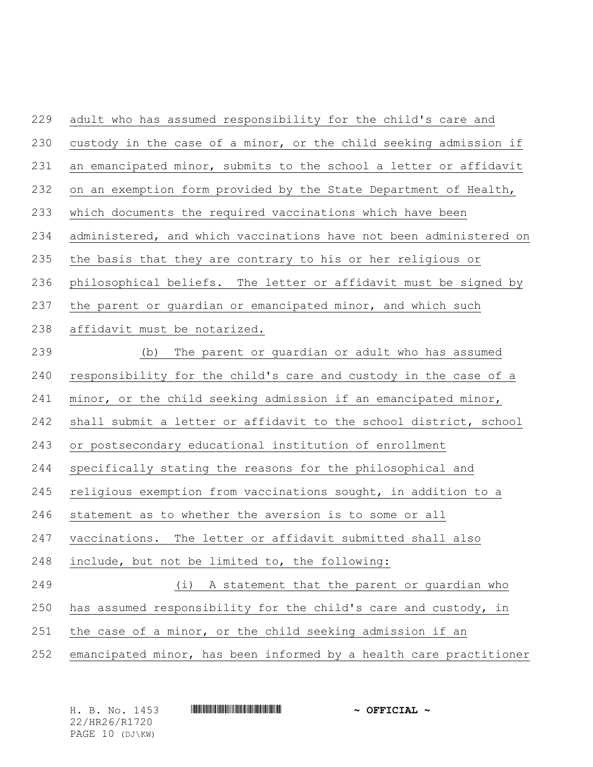adult who has assumed responsibility for the child's care and custody in the case of a minor, or the child seeking admission if an emancipated minor, submits to the school a letter or affidavit on an exemption form provided by the State Department of Health, which documents the required vaccinations which have been administered, and which vaccinations have not been administered on the basis that they are contrary to his or her religious or philosophical beliefs. The letter or affidavit must be signed by the parent or guardian or emancipated minor, and which such affidavit must be notarized.

(b) The parent or guardian or adult who has assumed responsibility for the child's care and custody in the case of a minor, or the child seeking admission if an emancipated minor, shall submit a letter or affidavit to the school district, school or postsecondary educational institution of enrollment specifically stating the reasons for the philosophical and religious exemption from vaccinations sought, in addition to a statement as to whether the aversion is to some or all vaccinations. The letter or affidavit submitted shall also include, but not be limited to, the following:

(i) A statement that the parent or guardian who has assumed responsibility for the child's care and custody, in the case of a minor, or the child seeking admission if an emancipated minor, has been informed by a health care practitioner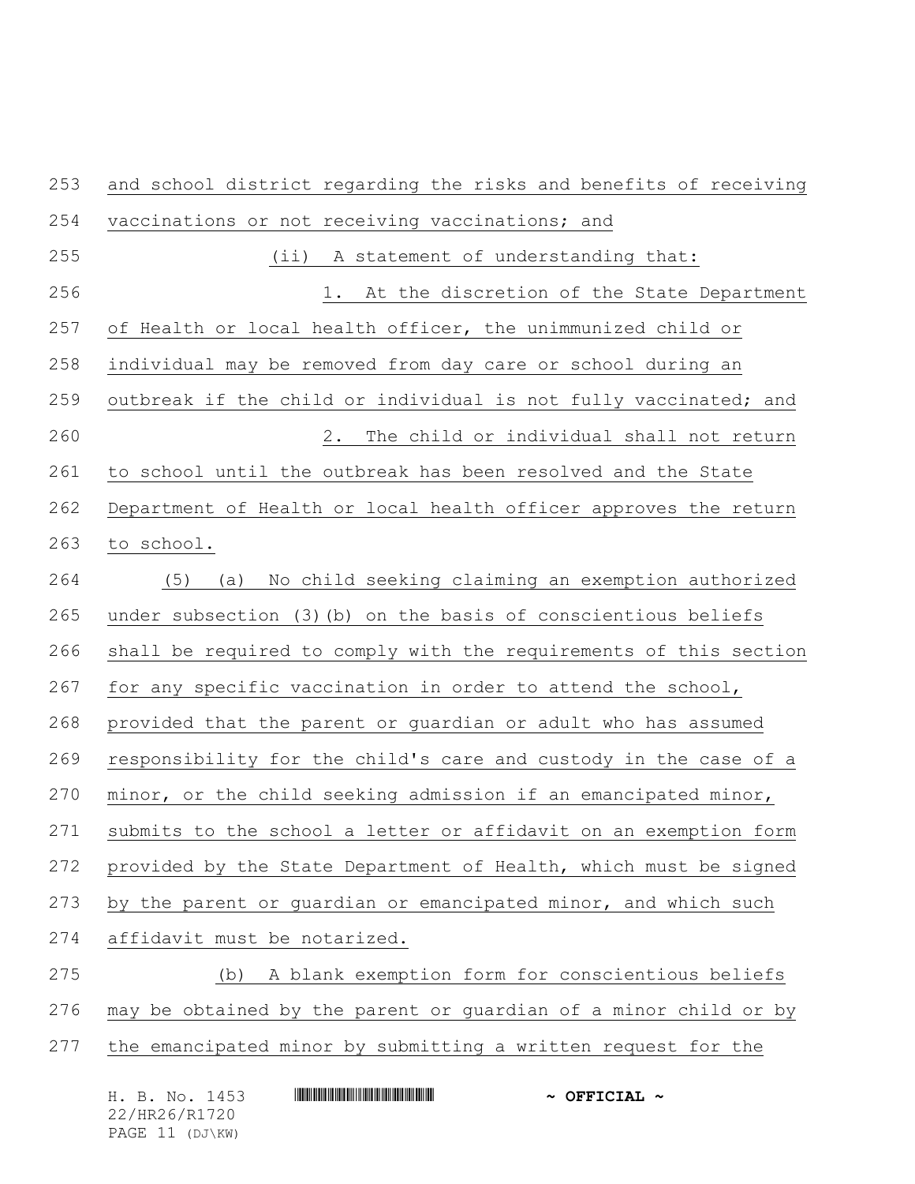and school district regarding the risks and benefits of receiving vaccinations or not receiving vaccinations; and

(ii) A statement of understanding that:

1. At the discretion of the State Department of Health or local health officer, the unimmunized child or individual may be removed from day care or school during an outbreak if the child or individual is not fully vaccinated; and

2. The child or individual shall not return to school until the outbreak has been resolved and the State Department of Health or local health officer approves the return to school.

(5) (a) No child seeking claiming an exemption authorized under subsection (3)(b) on the basis of conscientious beliefs shall be required to comply with the requirements of this section for any specific vaccination in order to attend the school, provided that the parent or guardian or adult who has assumed responsibility for the child's care and custody in the case of a minor, or the child seeking admission if an emancipated minor, submits to the school a letter or affidavit on an exemption form provided by the State Department of Health, which must be signed by the parent or guardian or emancipated minor, and which such affidavit must be notarized.

(b) A blank exemption form for conscientious beliefs may be obtained by the parent or guardian of a minor child or by the emancipated minor by submitting a written request for the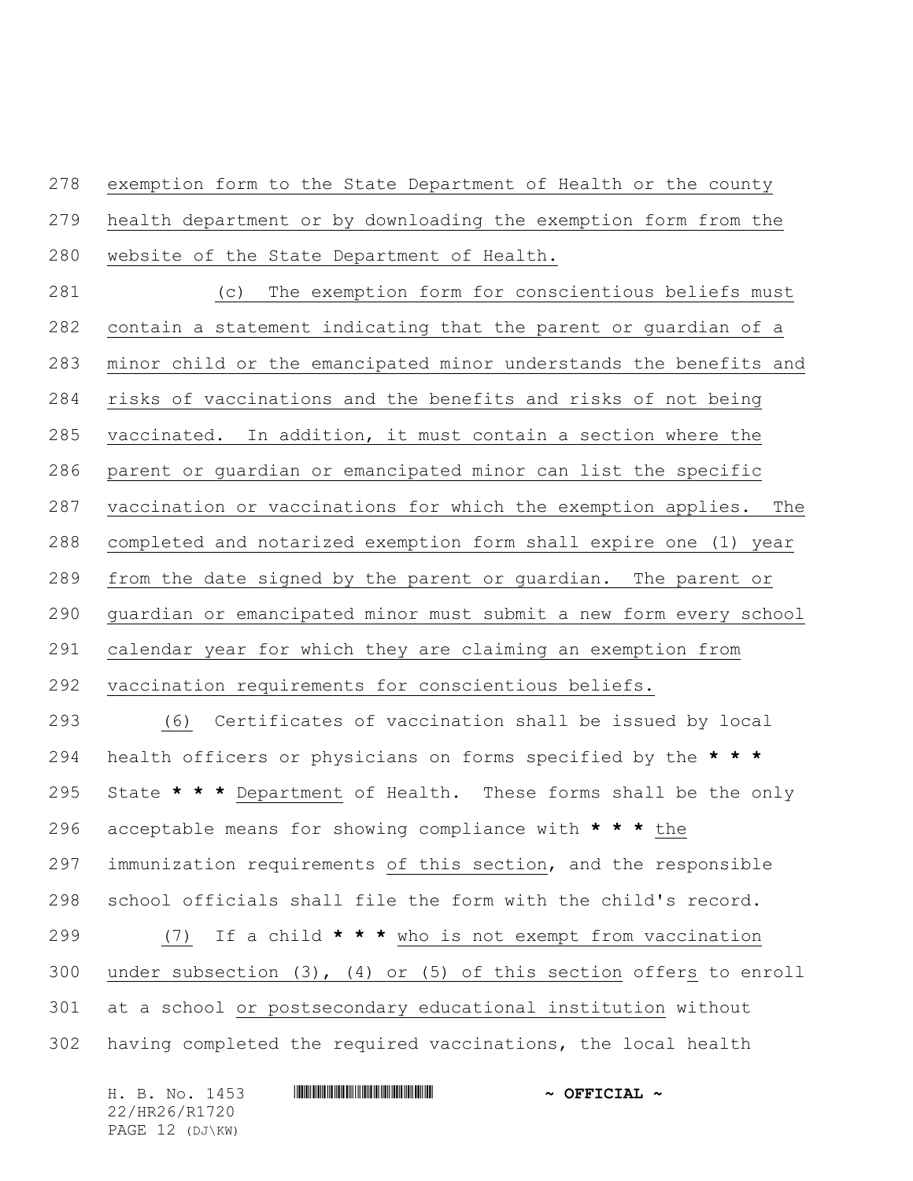exemption form to the State Department of Health or the county health department or by downloading the exemption form from the website of the State Department of Health.

(c) The exemption form for conscientious beliefs must contain a statement indicating that the parent or guardian of a minor child or the emancipated minor understands the benefits and risks of vaccinations and the benefits and risks of not being vaccinated. In addition, it must contain a section where the parent or guardian or emancipated minor can list the specific vaccination or vaccinations for which the exemption applies. The completed and notarized exemption form shall expire one (1) year from the date signed by the parent or guardian. The parent or guardian or emancipated minor must submit a new form every school calendar year for which they are claiming an exemption from vaccination requirements for conscientious beliefs.

(6) Certificates of vaccination shall be issued by local health officers or physicians on forms specified by the * * * State * * * Department of Health. These forms shall be the only acceptable means for showing compliance with * * * the immunization requirements of this section, and the responsible school officials shall file the form with the child's record.

(7) If a child * * * who is not exempt from vaccination under subsection (3), (4) or (5) of this section offers to enroll at a school or postsecondary educational institution without having completed the required vaccinations, the local health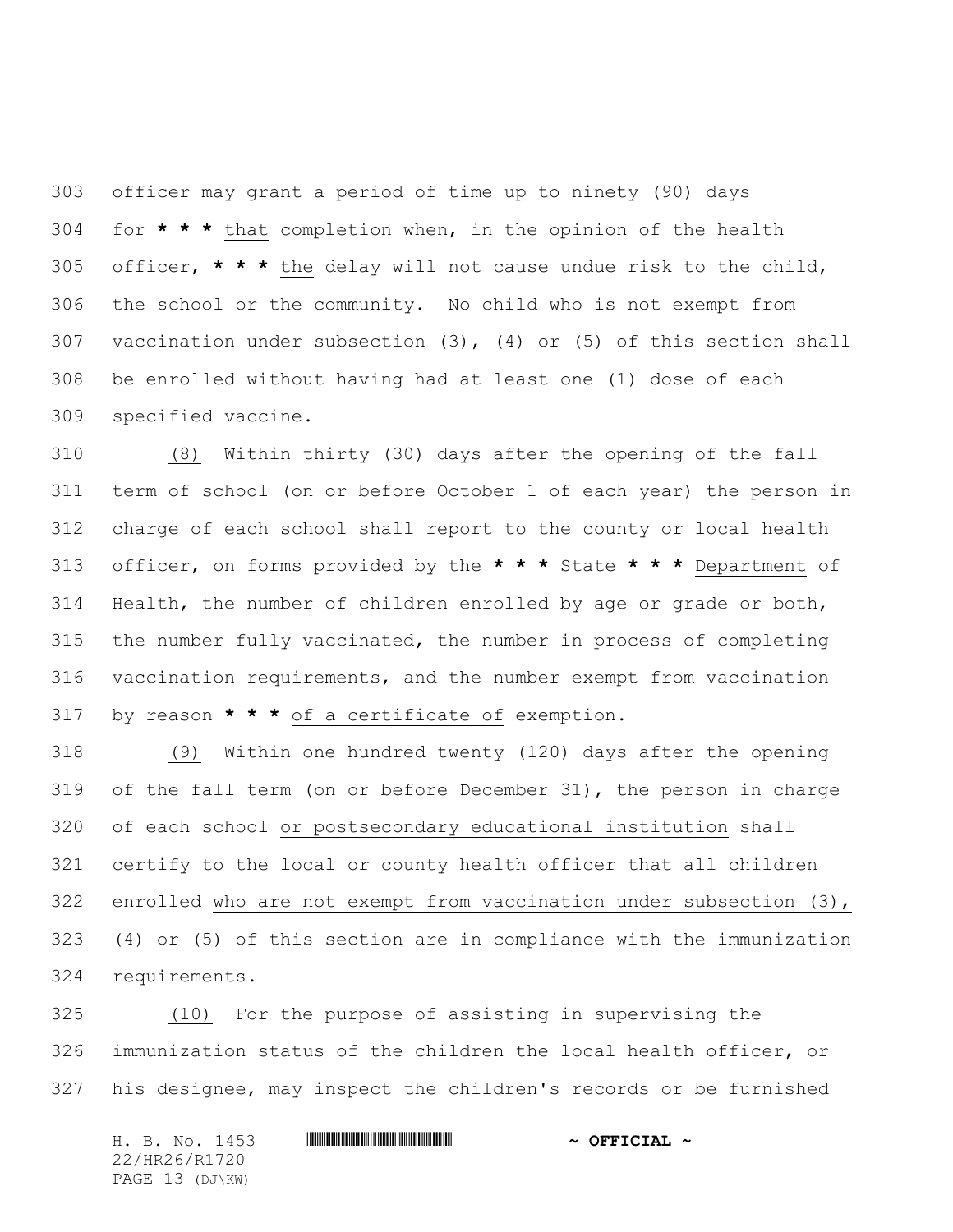officer may grant a period of time up to ninety (90) days for * * * that completion when, in the opinion of the health officer, * * * the delay will not cause undue risk to the child, the school or the community. No child who is not exempt from vaccination under subsection (3), (4) or (5) of this section shall be enrolled without having had at least one (1) dose of each specified vaccine.

(8) Within thirty (30) days after the opening of the fall term of school (on or before October 1 of each year) the person in charge of each school shall report to the county or local health officer, on forms provided by the * * * State * * * Department of Health, the number of children enrolled by age or grade or both, the number fully vaccinated, the number in process of completing vaccination requirements, and the number exempt from vaccination by reason * * * of a certificate of exemption.

(9) Within one hundred twenty (120) days after the opening of the fall term (on or before December 31), the person in charge of each school or postsecondary educational institution shall certify to the local or county health officer that all children enrolled who are not exempt from vaccination under subsection (3), (4) or (5) of this section are in compliance with the immunization requirements.

(10) For the purpose of assisting in supervising the immunization status of the children the local health officer, or his designee, may inspect the children's records or be furnished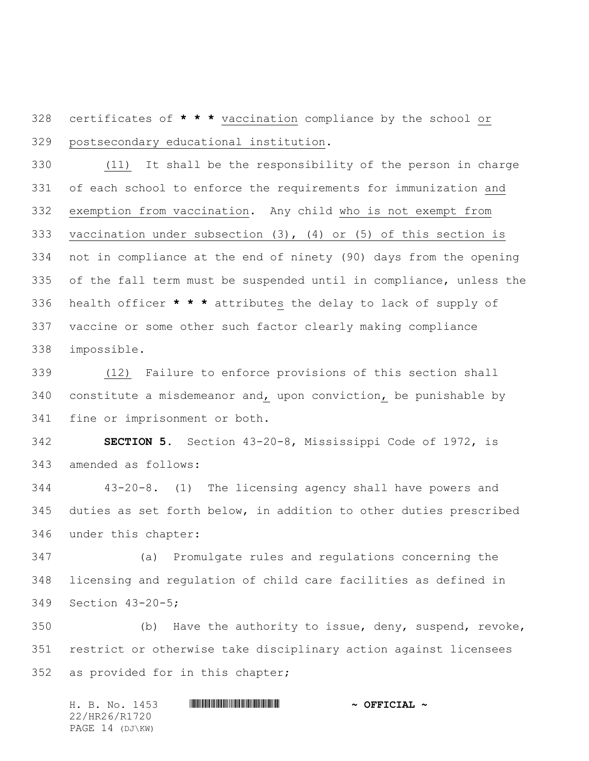certificates of * * * vaccination compliance by the school or postsecondary educational institution.

(11) It shall be the responsibility of the person in charge of each school to enforce the requirements for immunization and exemption from vaccination. Any child who is not exempt from vaccination under subsection (3), (4) or (5) of this section is not in compliance at the end of ninety (90) days from the opening of the fall term must be suspended until in compliance, unless the health officer * * * attributes the delay to lack of supply of vaccine or some other such factor clearly making compliance impossible.

(12) Failure to enforce provisions of this section shall constitute a misdemeanor and, upon conviction, be punishable by fine or imprisonment or both.

**SECTION 5.** Section 43-20-8, Mississippi Code of 1972, is amended as follows:

43-20-8. (1) The licensing agency shall have powers and duties as set forth below, in addition to other duties prescribed under this chapter:

(a) Promulgate rules and regulations concerning the licensing and regulation of child care facilities as defined in Section 43-20-5;

(b) Have the authority to issue, deny, suspend, revoke, restrict or otherwise take disciplinary action against licensees as provided for in this chapter;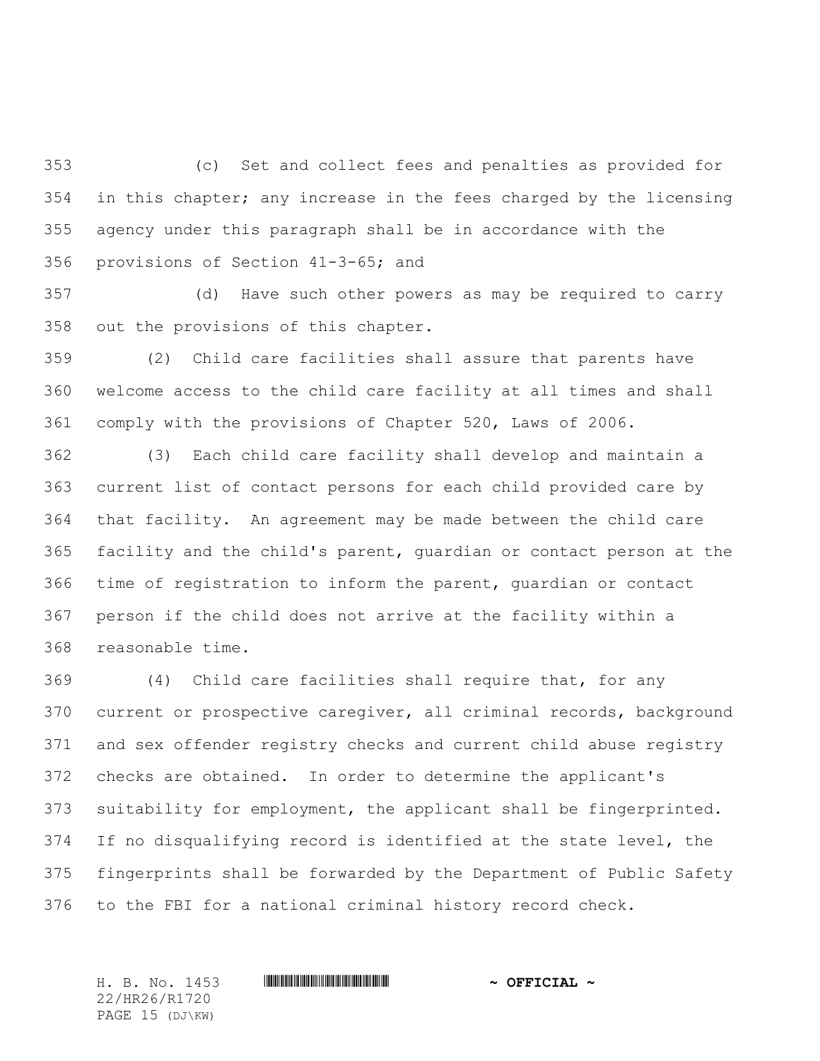(c) Set and collect fees and penalties as provided for in this chapter; any increase in the fees charged by the licensing agency under this paragraph shall be in accordance with the provisions of Section 41-3-65; and

(d) Have such other powers as may be required to carry out the provisions of this chapter.

(2) Child care facilities shall assure that parents have welcome access to the child care facility at all times and shall comply with the provisions of Chapter 520, Laws of 2006.

(3) Each child care facility shall develop and maintain a current list of contact persons for each child provided care by that facility. An agreement may be made between the child care facility and the child's parent, guardian or contact person at the time of registration to inform the parent, guardian or contact person if the child does not arrive at the facility within a reasonable time.

(4) Child care facilities shall require that, for any current or prospective caregiver, all criminal records, background and sex offender registry checks and current child abuse registry checks are obtained. In order to determine the applicant's suitability for employment, the applicant shall be fingerprinted. If no disqualifying record is identified at the state level, the fingerprints shall be forwarded by the Department of Public Safety to the FBI for a national criminal history record check.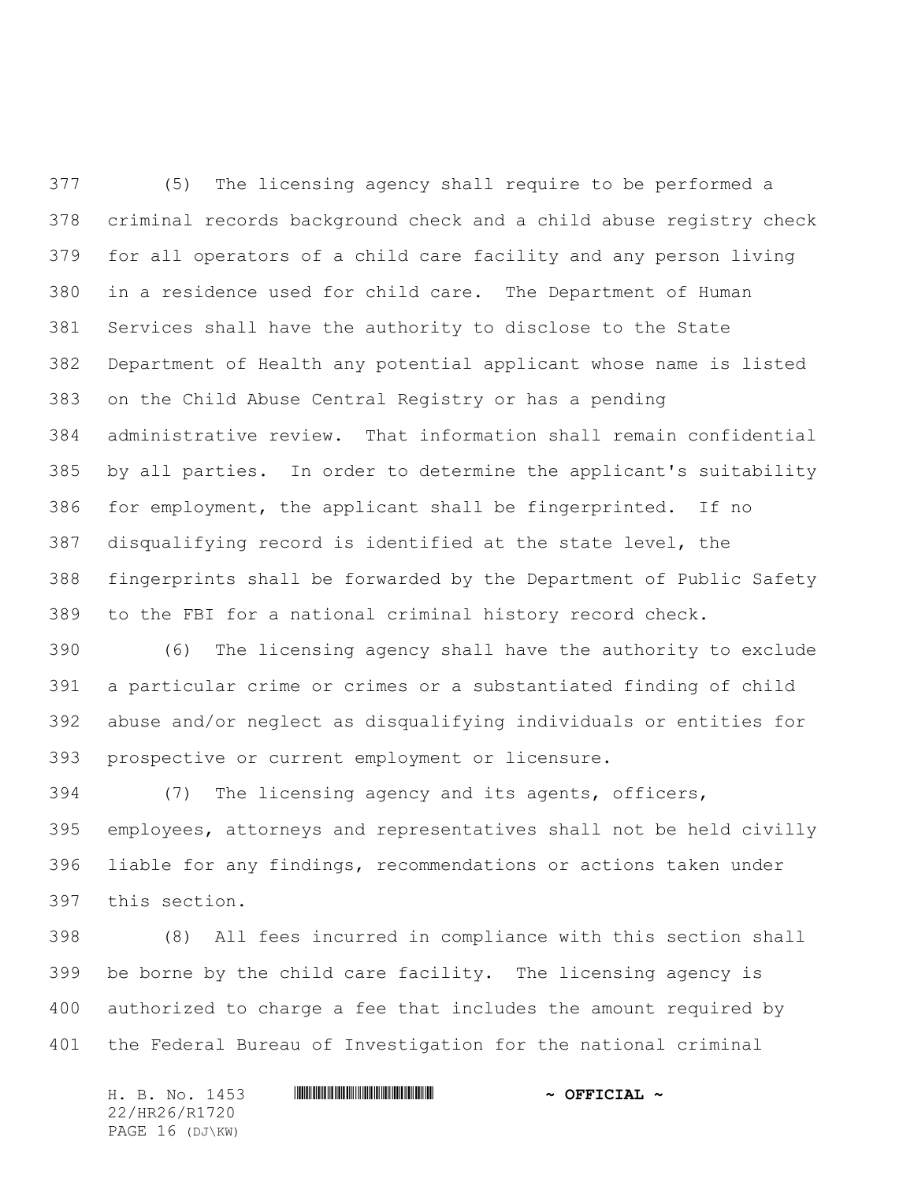(5) The licensing agency shall require to be performed a criminal records background check and a child abuse registry check for all operators of a child care facility and any person living in a residence used for child care. The Department of Human Services shall have the authority to disclose to the State Department of Health any potential applicant whose name is listed on the Child Abuse Central Registry or has a pending administrative review. That information shall remain confidential by all parties. In order to determine the applicant's suitability for employment, the applicant shall be fingerprinted. If no disqualifying record is identified at the state level, the fingerprints shall be forwarded by the Department of Public Safety to the FBI for a national criminal history record check.

(6) The licensing agency shall have the authority to exclude a particular crime or crimes or a substantiated finding of child abuse and/or neglect as disqualifying individuals or entities for prospective or current employment or licensure.

(7) The licensing agency and its agents, officers, employees, attorneys and representatives shall not be held civilly liable for any findings, recommendations or actions taken under this section.

(8) All fees incurred in compliance with this section shall be borne by the child care facility. The licensing agency is authorized to charge a fee that includes the amount required by the Federal Bureau of Investigation for the national criminal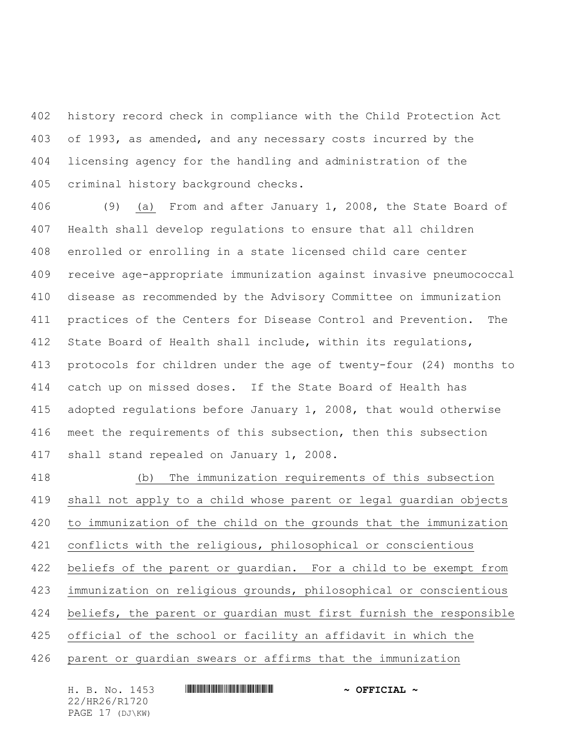history record check in compliance with the Child Protection Act of 1993, as amended, and any necessary costs incurred by the licensing agency for the handling and administration of the criminal history background checks.

(9) <u>(a)</u> From and after January 1, 2008, the State Board of Health shall develop regulations to ensure that all children enrolled or enrolling in a state licensed child care center receive age-appropriate immunization against invasive pneumococcal disease as recommended by the Advisory Committee on immunization practices of the Centers for Disease Control and Prevention. The State Board of Health shall include, within its regulations, protocols for children under the age of twenty-four (24) months to catch up on missed doses. If the State Board of Health has adopted regulations before January 1, 2008, that would otherwise meet the requirements of this subsection, then this subsection shall stand repealed on January 1, 2008.

<u>(b) The immunization requirements of this subsection shall not apply to a child whose parent or legal guardian objects to immunization of the child on the grounds that the immunization conflicts with the religious, philosophical or conscientious beliefs of the parent or guardian. For a child to be exempt from immunization on religious grounds, philosophical or conscientious beliefs, the parent or guardian must first furnish the responsible official of the school or facility an affidavit in which the parent or guardian swears or affirms that the immunization</u>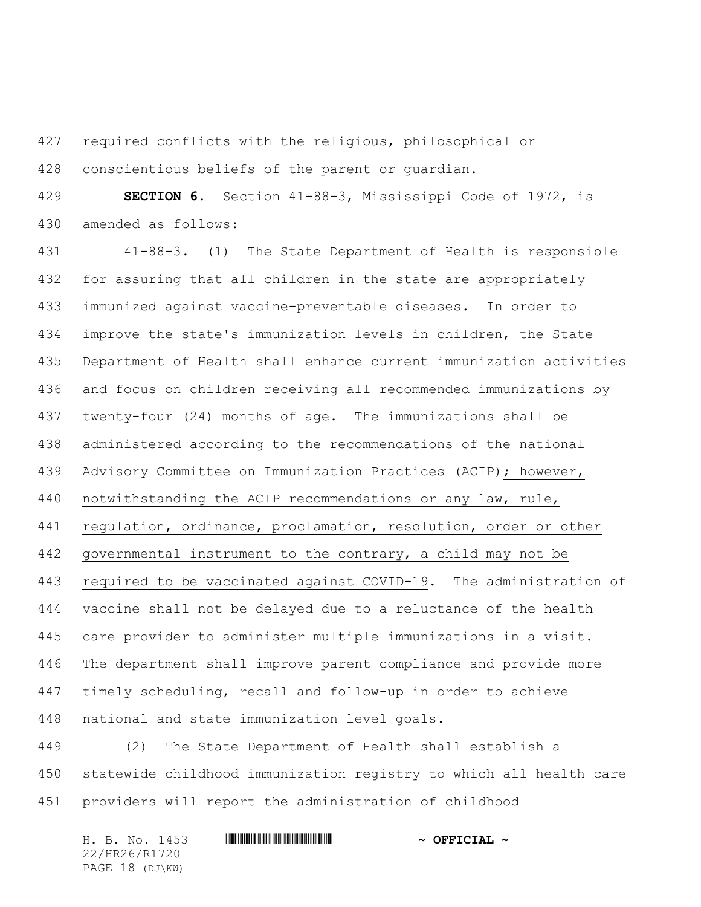required conflicts with the religious, philosophical or conscientious beliefs of the parent or guardian.

**SECTION 6.** Section 41-88-3, Mississippi Code of 1972, is amended as follows:

41-88-3. (1) The State Department of Health is responsible for assuring that all children in the state are appropriately immunized against vaccine-preventable diseases. In order to improve the state's immunization levels in children, the State Department of Health shall enhance current immunization activities and focus on children receiving all recommended immunizations by twenty-four (24) months of age. The immunizations shall be administered according to the recommendations of the national Advisory Committee on Immunization Practices (ACIP); however, notwithstanding the ACIP recommendations or any law, rule, regulation, ordinance, proclamation, resolution, order or other governmental instrument to the contrary, a child may not be required to be vaccinated against COVID-19. The administration of vaccine shall not be delayed due to a reluctance of the health care provider to administer multiple immunizations in a visit. The department shall improve parent compliance and provide more timely scheduling, recall and follow-up in order to achieve national and state immunization level goals.

(2) The State Department of Health shall establish a statewide childhood immunization registry to which all health care providers will report the administration of childhood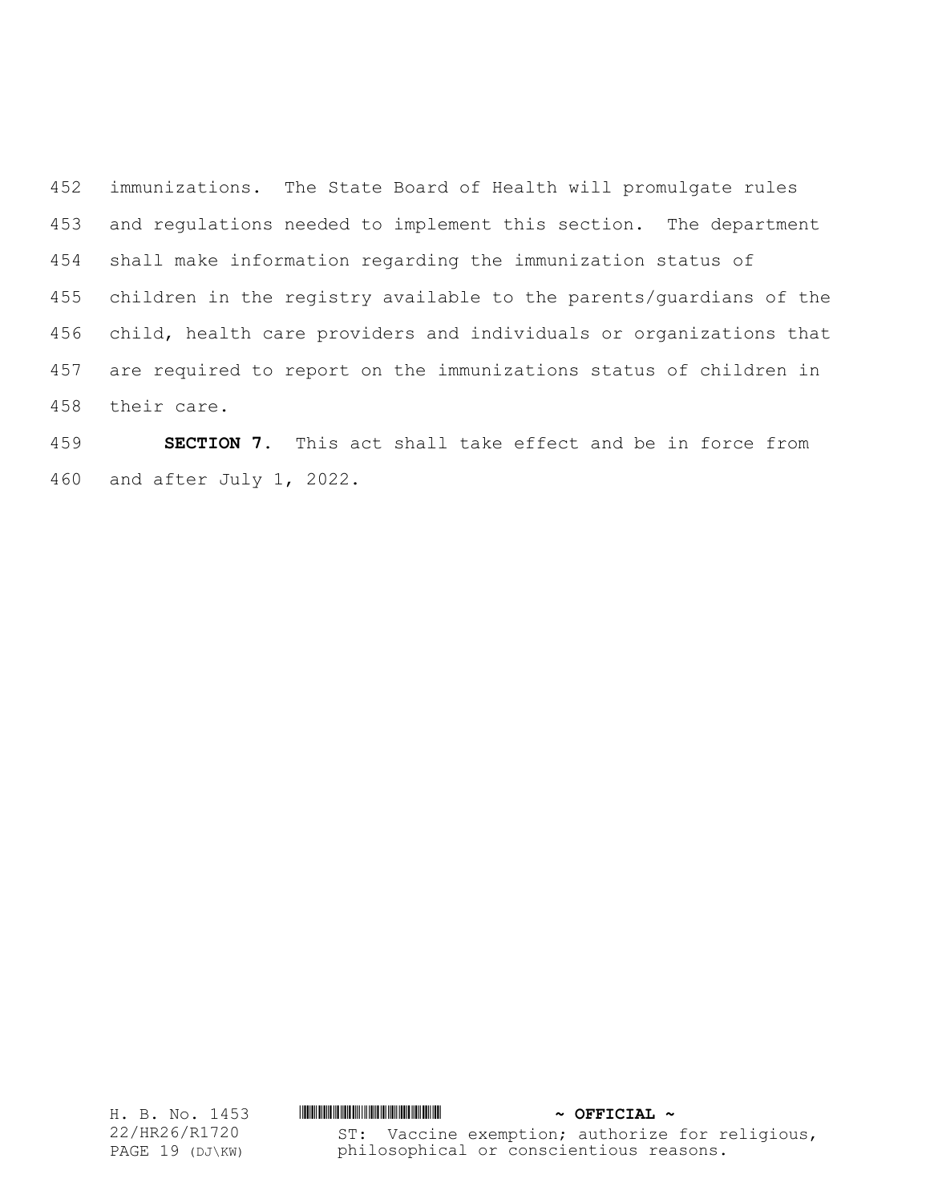immunizations. The State Board of Health will promulgate rules and regulations needed to implement this section. The department shall make information regarding the immunization status of children in the registry available to the parents/guardians of the child, health care providers and individuals or organizations that are required to report on the immunizations status of children in their care.

**SECTION 7.** This act shall take effect and be in force from and after July 1, 2022.